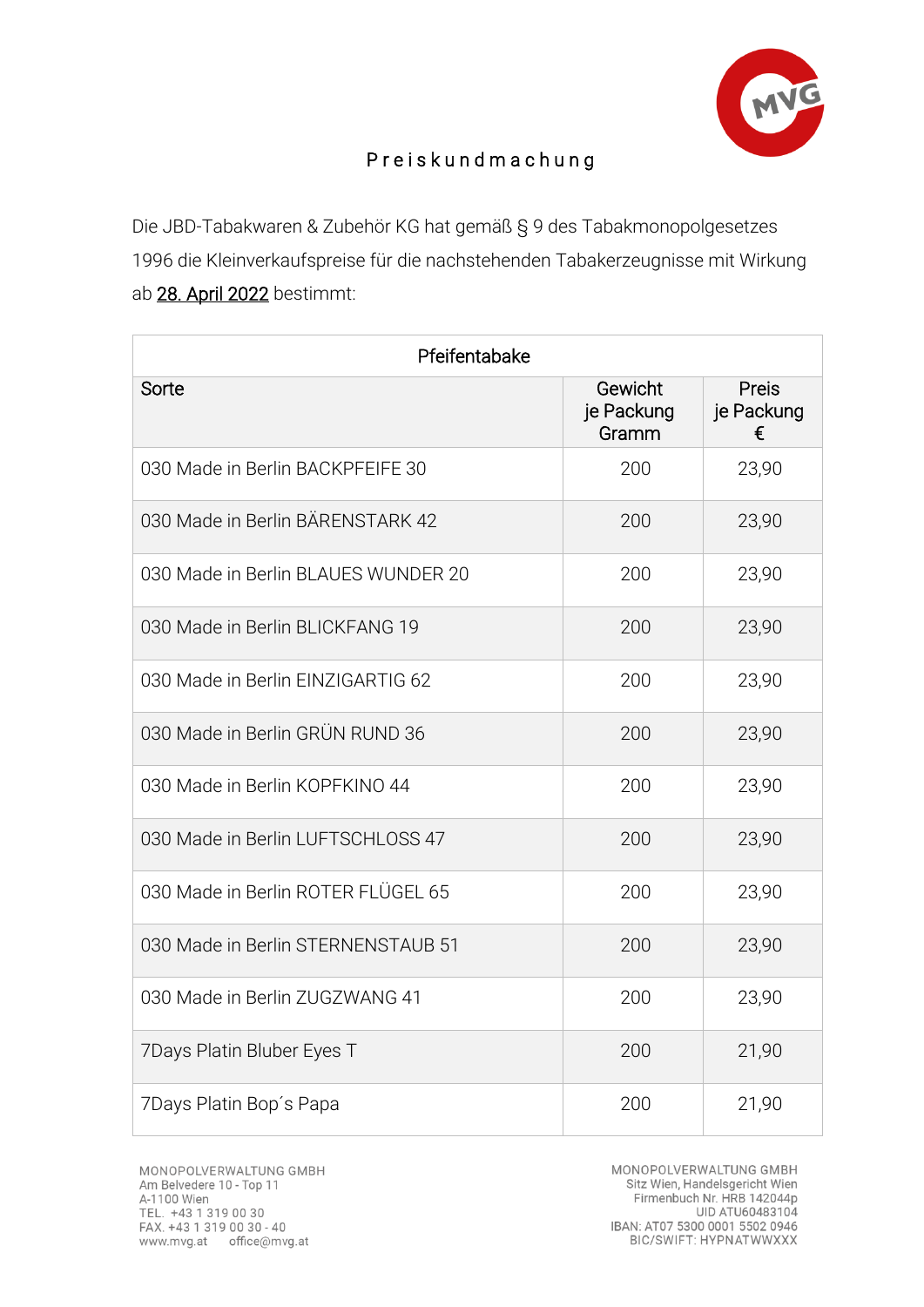# Preiskundmachung

Die JBD-Tabakwaren & Zubehör KG hat gemäß § 9 des Tabakmonopolgesetzes 1996 die Kleinverkaufspreise für die nachstehenden Tabakerzeugnisse mit Wirkung ab 28. April 2022 bestimmt:

| Pfeifentabake | | |
|---|---|---|
| Sorte | Gewicht je Packung Gramm | Preis je Packung € |
| 030 Made in Berlin BACKPFEIFE 30 | 200 | 23,90 |
| 030 Made in Berlin BÄRENSTARK 42 | 200 | 23,90 |
| 030 Made in Berlin BLAUES WUNDER 20 | 200 | 23,90 |
| 030 Made in Berlin BLICKFANG 19 | 200 | 23,90 |
| 030 Made in Berlin EINZIGARTIG 62 | 200 | 23,90 |
| 030 Made in Berlin GRÜN RUND 36 | 200 | 23,90 |
| 030 Made in Berlin KOPFKINO 44 | 200 | 23,90 |
| 030 Made in Berlin LUFTSCHLOSS 47 | 200 | 23,90 |
| 030 Made in Berlin ROTER FLÜGEL 65 | 200 | 23,90 |
| 030 Made in Berlin STERNENSTAUB 51 | 200 | 23,90 |
| 030 Made in Berlin ZUGZWANG 41 | 200 | 23,90 |
| 7Days Platin Bluber Eyes T | 200 | 21,90 |
| 7Days Platin Bop´s Papa | 200 | 21,90 |

MONOPOLVERWALTUNG GMBH
Am Belvedere 10 - Top 11
A-1100 Wien
TEL. +43 1 319 00 30
FAX. +43 1 319 00 30 - 40
www.mvg.at office@mvg.at

MONOPOLVERWALTUNG GMBH
Sitz Wien, Handelsgericht Wien
Firmenbuch Nr. HRB 142044p
UID ATU60483104
IBAN: AT07 5300 0001 5502 0946
BIC/SWIFT: HYPNATWWXXX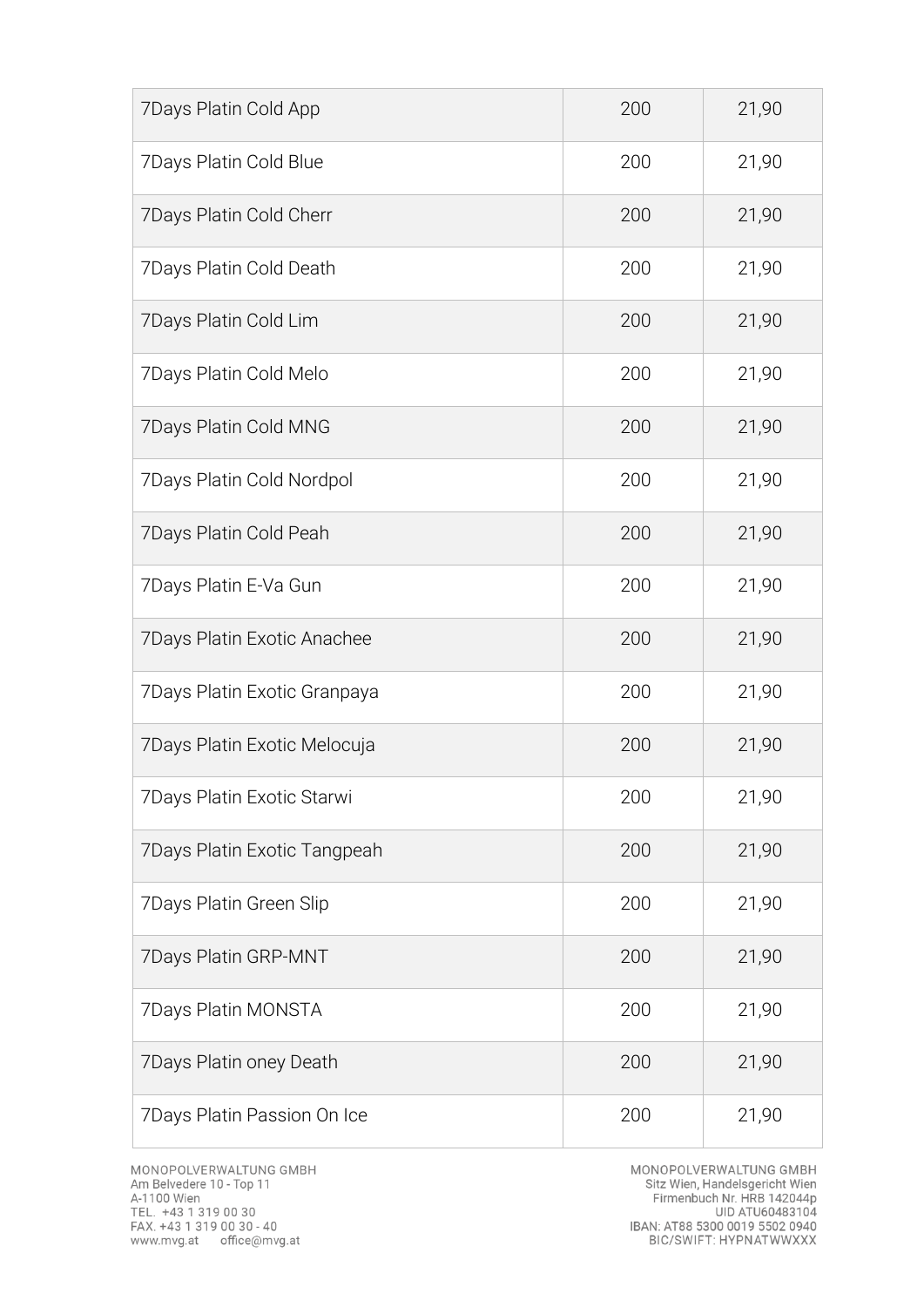| 7Days Platin Cold App | 200 | 21,90 |
| --- | --- | --- |
| 7Days Platin Cold Blue | 200 | 21,90 |
| 7Days Platin Cold Cherr | 200 | 21,90 |
| 7Days Platin Cold Death | 200 | 21,90 |
| 7Days Platin Cold Lim | 200 | 21,90 |
| 7Days Platin Cold Melo | 200 | 21,90 |
| 7Days Platin Cold MNG | 200 | 21,90 |
| 7Days Platin Cold Nordpol | 200 | 21,90 |
| 7Days Platin Cold Peah | 200 | 21,90 |
| 7Days Platin E-Va Gun | 200 | 21,90 |
| 7Days Platin Exotic Anachee | 200 | 21,90 |
| 7Days Platin Exotic Granpaya | 200 | 21,90 |
| 7Days Platin Exotic Melocuja | 200 | 21,90 |
| 7Days Platin Exotic Starwi | 200 | 21,90 |
| 7Days Platin Exotic Tangpeah | 200 | 21,90 |
| 7Days Platin Green Slip | 200 | 21,90 |
| 7Days Platin GRP-MNT | 200 | 21,90 |
| 7Days Platin MONSTA | 200 | 21,90 |
| 7Days Platin oney Death | 200 | 21,90 |
| 7Days Platin Passion On Ice | 200 | 21,90 |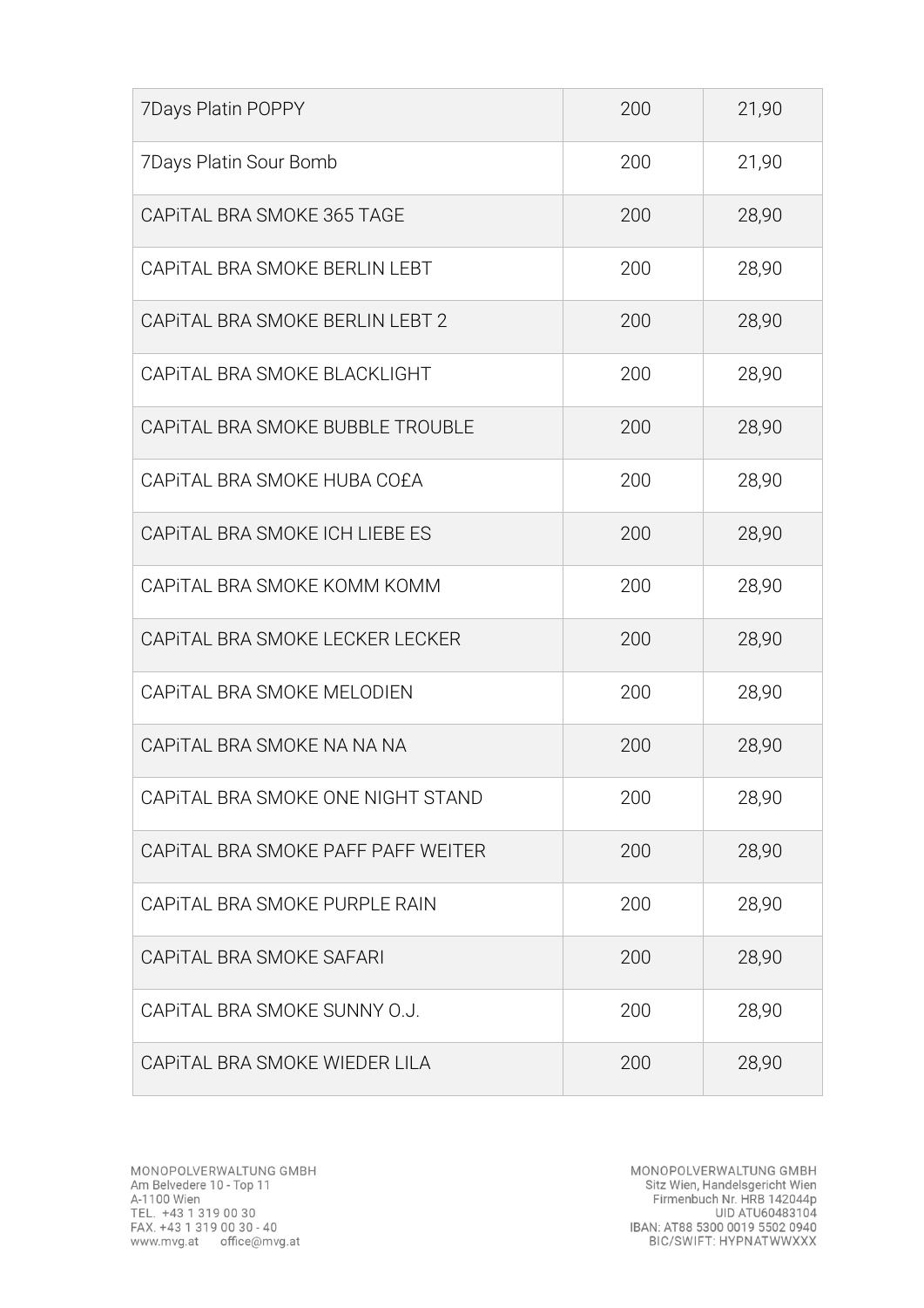| | | |
|---|---|---|
| 7Days Platin POPPY | 200 | 21,90 |
| 7Days Platin Sour Bomb | 200 | 21,90 |
| CAPiTAL BRA SMOKE 365 TAGE | 200 | 28,90 |
| CAPiTAL BRA SMOKE BERLIN LEBT | 200 | 28,90 |
| CAPiTAL BRA SMOKE BERLIN LEBT 2 | 200 | 28,90 |
| CAPiTAL BRA SMOKE BLACKLIGHT | 200 | 28,90 |
| CAPiTAL BRA SMOKE BUBBLE TROUBLE | 200 | 28,90 |
| CAPiTAL BRA SMOKE HUBA CO£A | 200 | 28,90 |
| CAPiTAL BRA SMOKE ICH LIEBE ES | 200 | 28,90 |
| CAPiTAL BRA SMOKE KOMM KOMM | 200 | 28,90 |
| CAPiTAL BRA SMOKE LECKER LECKER | 200 | 28,90 |
| CAPiTAL BRA SMOKE MELODIEN | 200 | 28,90 |
| CAPiTAL BRA SMOKE NA NA NA | 200 | 28,90 |
| CAPiTAL BRA SMOKE ONE NIGHT STAND | 200 | 28,90 |
| CAPiTAL BRA SMOKE PAFF PAFF WEITER | 200 | 28,90 |
| CAPiTAL BRA SMOKE PURPLE RAIN | 200 | 28,90 |
| CAPiTAL BRA SMOKE SAFARI | 200 | 28,90 |
| CAPiTAL BRA SMOKE SUNNY O.J. | 200 | 28,90 |
| CAPiTAL BRA SMOKE WIEDER LILA | 200 | 28,90 |